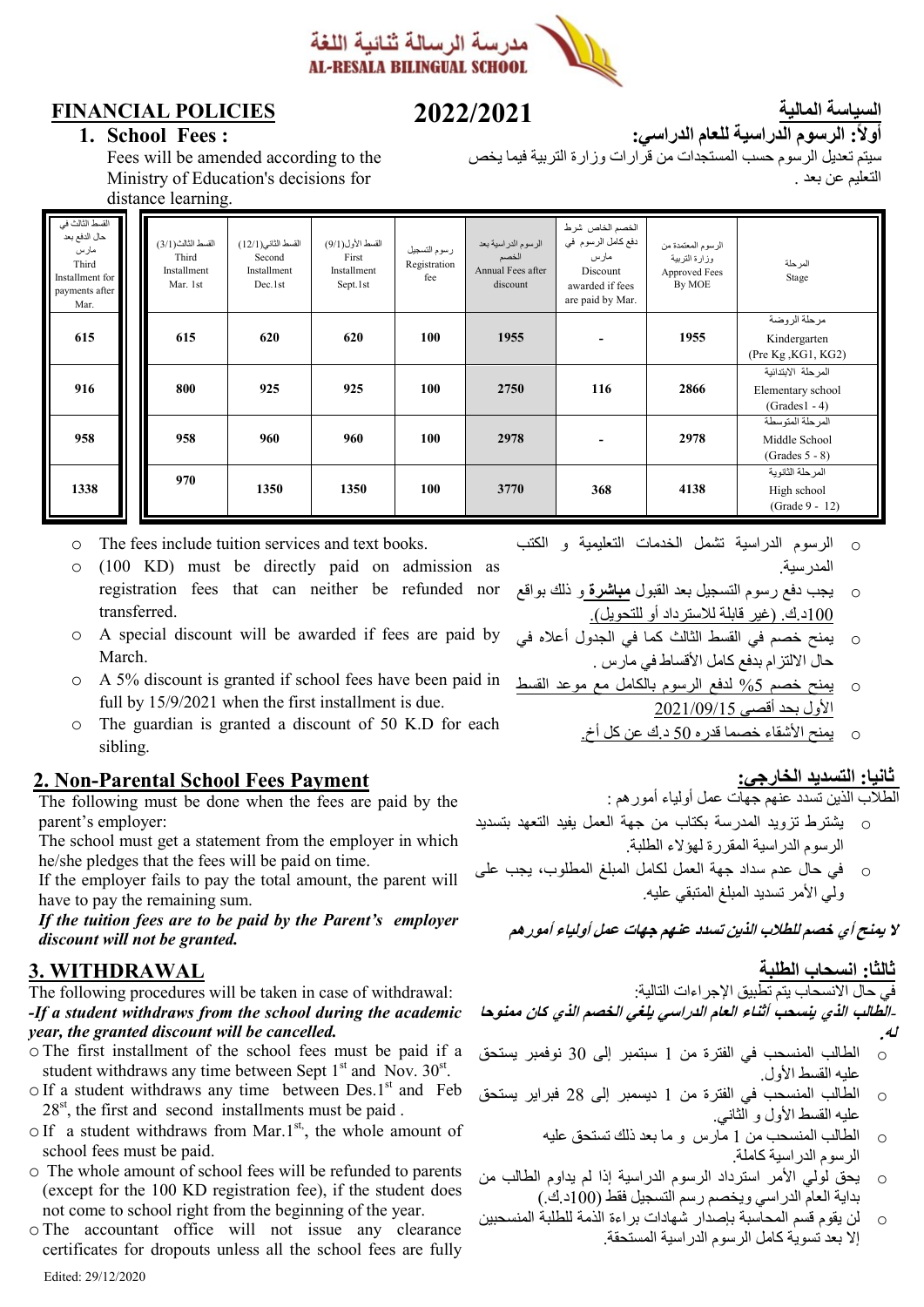مدرسة الرسالة ثنائية اللغة
AL-RESALA BILINGUAL SCHOOL

# FINANCIAL POLICIES — 2022/2021 — السياسة المالية

## 1. School Fees :

Fees will be amended according to the Ministry of Education's decisions for distance learning.

## أولاً: الرسوم الدراسية للعام الدراسي:

سيتم تعديل الرسوم حسب المستجدات من قرارات وزارة التربية فيما يخص التعليم عن بعد .

| القسط الثالث في حال الدفع بعد مارس Third Installment for payments after Mar. | القسط الثالث(3/1) Third Installment Mar. 1st | القسط الثاني(12/1) Second Installment Dec.1st | القسط الأول(9/1) First Installment Sept.1st | رسوم التسجيل Registration fee | الرسوم الدراسية بعد الخصم Annual Fees after discount | الخصم الخاص شرط دفع كامل الرسوم في مارس Discount awarded if fees are paid by Mar. | الرسوم المعتمدة من وزارة التربية Approved Fees By MOE | المرحلة Stage |
|---|---|---|---|---|---|---|---|---|
| 615 | 615 | 620 | 620 | 100 | 1955 | - | 1955 | مرحلة الروضة Kindergarten (Pre Kg ,KG1, KG2) |
| 916 | 800 | 925 | 925 | 100 | 2750 | 116 | 2866 | المرحلة الابتدائية Elementary school (Grades1 - 4) |
| 958 | 958 | 960 | 960 | 100 | 2978 | - | 2978 | المرحلة المتوسطة Middle School (Grades 5 - 8) |
| 1338 | 970 | 1350 | 1350 | 100 | 3770 | 368 | 4138 | المرحلة الثانوية High school (Grade 9 - 12) |

- The fees include tuition services and text books.
- (100 KD) must be directly paid on admission as registration fees that can neither be refunded nor transferred.
- A special discount will be awarded if fees are paid by March.
- A 5% discount is granted if school fees have been paid in full by 15/9/2021 when the first installment is due.
- The guardian is granted a discount of 50 K.D for each sibling.

- الرسوم الدراسية تشمل الخدمات التعليمية و الكتب المدرسية.
- يجب دفع رسوم التسجيل بعد القبول **مباشرة** و ذلك بواقع 100د.ك. (غير قابلة للاسترداد أو للتحويل).
- يمنح خصم في القسط الثالث كما في الجدول أعلاه في حال الالتزام بدفع كامل الأقساط في مارس .
- يمنح خصم 5% لدفع الرسوم بالكامل مع موعد القسط الأول بحد أقصى 2021/09/15
- يمنح الأشقاء خصما قدره 50 د.ك عن كل أخ.

## 2. Non-Parental School Fees Payment

The following must be done when the fees are paid by the parent's employer:

The school must get a statement from the employer in which he/she pledges that the fees will be paid on time.

If the employer fails to pay the total amount, the parent will have to pay the remaining sum.

***If the tuition fees are to be paid by the Parent's employer discount will not be granted.***

## ثانيا: التسديد الخارجي:

الطلاب الذين تسدد عنهم جهات عمل أولياء أمورهم :

- يشترط تزويد المدرسة بكتاب من جهة العمل يفيد التعهد بتسديد الرسوم الدراسية المقررة لهؤلاء الطلبة.
- في حال عدم سداد جهة العمل لكامل المبلغ المطلوب، يجب على ولي الأمر تسديد المبلغ المتبقي عليه.

***لا يمنح أي خصم للطلاب الذين تسدد عنهم جهات عمل أولياء أمورهم***

## 3. WITHDRAWAL

The following procedures will be taken in case of withdrawal:

***-If a student withdraws from the school during the academic year, the granted discount will be cancelled.***

- The first installment of the school fees must be paid if a student withdraws any time between Sept 1st and Nov. 30th.
- If a student withdraws any time between Des.1st and Feb 28st, the first and second installments must be paid .
- If a student withdraws from Mar.1st, the whole amount of school fees must be paid.
- The whole amount of school fees will be refunded to parents (except for the 100 KD registration fee), if the student does not come to school right from the beginning of the year.
- The accountant office will not issue any clearance certificates for dropouts unless all the school fees are fully

## ثالثا: انسحاب الطلبة

في حال الانسحاب يتم تطبيق الإجراءات التالية:

***-الطالب الذي ينسحب أثناء العام الدراسي يلغى الخصم الذي كان ممنوحا له.***

- الطالب المنسحب في الفترة من 1 سبتمبر إلى 30 نوفمبر يستحق عليه القسط الأول.
- الطالب المنسحب في الفترة من 1 ديسمبر إلى 28 فبراير يستحق عليه القسط الأول و الثاني.
- الطالب المنسحب من 1 مارس و ما بعد ذلك تستحق عليه الرسوم الدراسية كاملة.
- يحق لولي الأمر استرداد الرسوم الدراسية إذا لم يداوم الطالب من بداية العام الدراسي ويخصم رسم التسجيل فقط (100د.ك.)
- لن يقوم قسم المحاسبة بإصدار شهادات براءة الذمة للطلبة المنسحبين إلا بعد تسوية كامل الرسوم الدراسية المستحقة.

Edited: 29/12/2020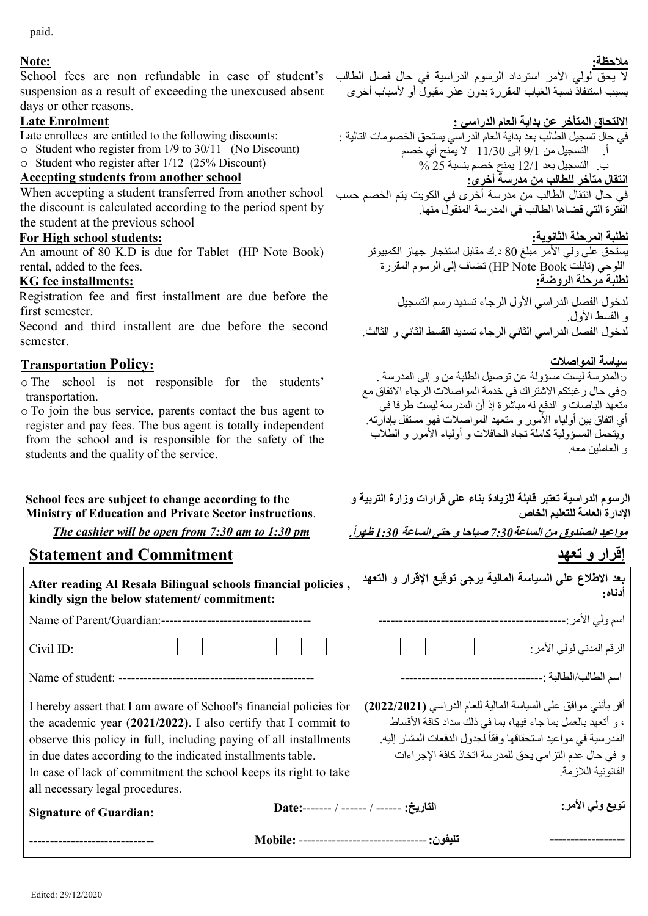paid.

**Note:**

School fees are non refundable in case of student's suspension as a result of exceeding the unexcused absent days or other reasons.

**ملاحظة:**

لا يحق لولي الأمر استرداد الرسوم الدراسية في حال فصل الطالب بسبب استنفاذ نسبة الغياب المقررة بدون عذر مقبول أو لأسباب أخرى

**Late Enrolment**

Late enrollees are entitled to the following discounts:

- Student who register from 1/9 to 30/11 (No Discount)
- Student who register after 1/12 (25% Discount)

**الالتحاق المتأخر عن بداية العام الدراسي :**

في حال تسجيل الطالب بعد بداية العام الدراسي يستحق الخصومات التالية :

أ. التسجيل من 9/1 إلى 11/30 لا يمنح أي خصم

ب. التسجيل بعد 12/1 يمنح خصم بنسبة 25 %

**Accepting students from another school**

When accepting a student transferred from another school the discount is calculated according to the period spent by the student at the previous school

**انتقال متأخر للطالب من مدرسة أخرى:**

في حال انتقال الطالب من مدرسة أخرى في الكويت يتم الخصم حسب الفترة التي قضاها الطالب في المدرسة المنقول منها.

**For High school students:**

An amount of 80 K.D is due for Tablet (HP Note Book) rental, added to the fees.

**لطلبة المرحلة الثانوية:**

يستحق على ولي الأمر مبلغ 80 د.ك مقابل استئجار جهاز الكمبيوتر اللوحي (تابلت HP Note Book) تضاف إلى الرسوم المقررة

**KG fee installments:**

Registration fee and first installment are due before the first semester.

Second and third installent are due before the second semester.

**لطلبة مرحلة الروضة:**

لدخول الفصل الدراسي الأول الرجاء تسديد رسم التسجيل و القسط الأول.

لدخول الفصل الدراسي الثاني الرجاء تسديد القسط الثاني و الثالث.

**Transportation Policy:**

- The school is not responsible for the students' transportation.
- To join the bus service, parents contact the bus agent to register and pay fees. The bus agent is totally independent from the school and is responsible for the safety of the students and the quality of the service.

**سياسة المواصلات**

- المدرسة ليست مسؤولة عن توصيل الطلبة من و إلى المدرسة .
- في حال رغبتكم الاشتراك في خدمة المواصلات الرجاء الاتفاق مع متعهد الباصات و الدفع له مباشرة إذ أن المدرسة ليست طرفا في أي اتفاق بين أولياء الأمور و متعهد المواصلات فهو مستقل بإدارته. ويتحمل المسؤولية كاملة تجاه الحافلات و أولياء الأمور و الطلاب و العاملين معه.

**School fees are subject to change according to the Ministry of Education and Private Sector instructions**.

**الرسوم الدراسية تعتبر قابلة للزيادة بناء على قرارات وزارة التربية و الإدارة العامة للتعليم الخاص**

***The cashier will be open from 7:30 am to 1:30 pm***

***مواعيد الصندوق من الساعة 7:30 صباحا و حتى الساعة 1:30 ظهراً.***

## Statement and Commitment

## إقرار و تعهد

**After reading Al Resala Bilingual schools financial policies , kindly sign the below statement/ commitment:**

**بعد الاطلاع على السياسة المالية يرجى توقيع الإقرار و التعهد أدناه:**

Name of Parent/Guardian:------------------------------------ اسم ولي الأمر:---------------------------------------------

Civil ID: | | | | | | | | | | | | | | الرقم المدني لولي الأمر:

Name of student: ---------------------------------------------- اسم الطالب/الطالبة :---------------------------------

I hereby assert that I am aware of School's financial policies for the academic year (**2021/2022**). I also certify that I commit to observe this policy in full, including paying of all installments in due dates according to the indicated installments table.

In case of lack of commitment the school keeps its right to take all necessary legal procedures.

أقر بأنني موافق على السياسة المالية للعام الدراسي **(2022/2021)** ، و أتعهد بالعمل بما جاء فيها، بما في ذلك سداد كافة الأقساط المدرسية في مواعيد استحقاقها وفقاً لجدول الدفعات المشار إليه. و في حال عدم التزامي يحق للمدرسة اتخاذ كافة الإجراءات القانونية اللازمة.

**Signature of Guardian:** **Date:**------- / ------ / ------ **:التاريخ** **توقيع ولي الأمر:**

------------------------------ **Mobile:** -------------------------------**:تليفون** ------------------

Edited: 29/12/2020